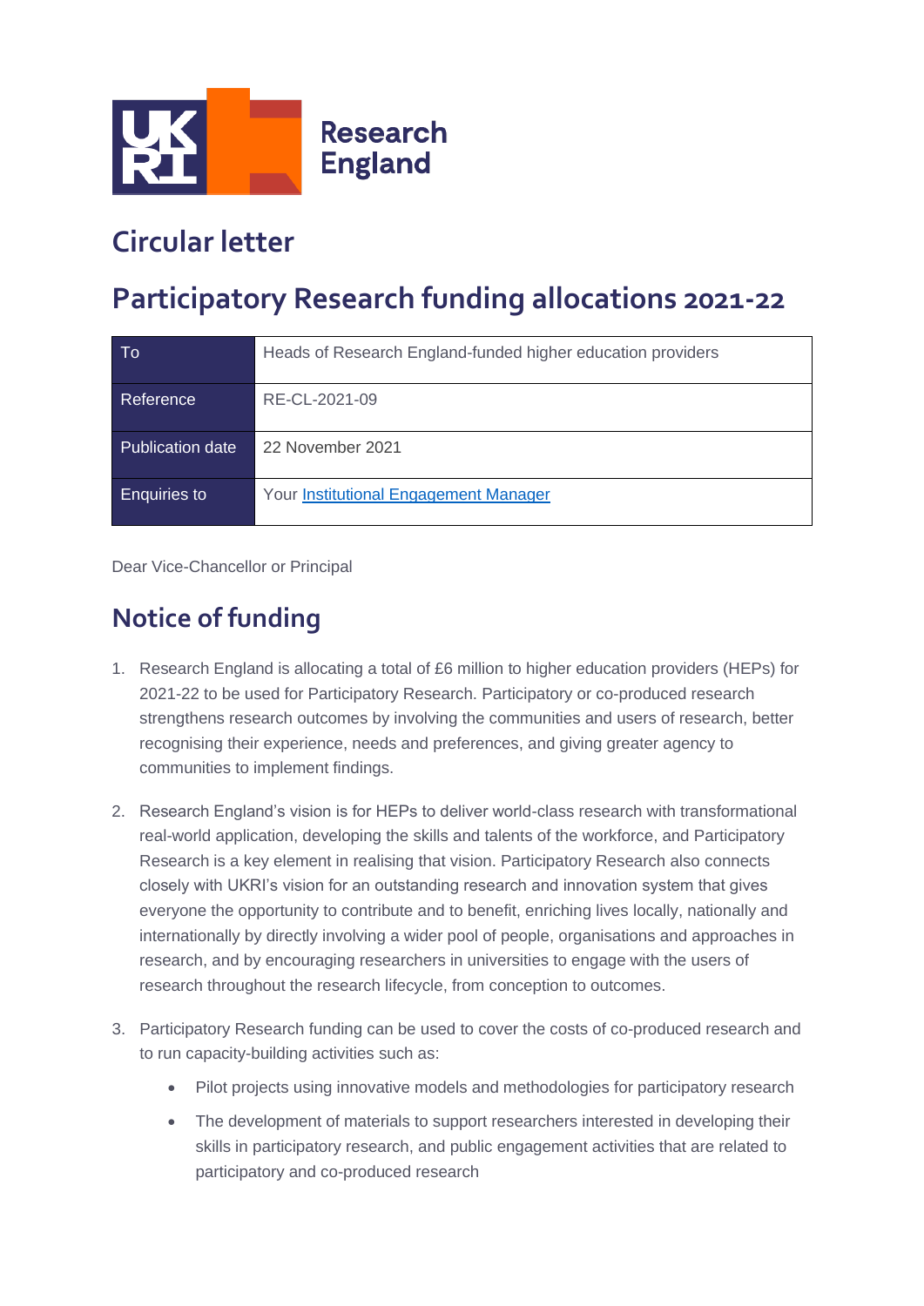Research England

# Circular letter

# Participatory Research funding allocations 2021-22

| To | Heads of Research England-funded higher education providers |
|---|---|
| Reference | RE-CL-2021-09 |
| Publication date | 22 November 2021 |
| Enquiries to | Your Institutional Engagement Manager |

Dear Vice-Chancellor or Principal

## Notice of funding

1. Research England is allocating a total of £6 million to higher education providers (HEPs) for 2021-22 to be used for Participatory Research. Participatory or co-produced research strengthens research outcomes by involving the communities and users of research, better recognising their experience, needs and preferences, and giving greater agency to communities to implement findings.

2. Research England's vision is for HEPs to deliver world-class research with transformational real-world application, developing the skills and talents of the workforce, and Participatory Research is a key element in realising that vision. Participatory Research also connects closely with UKRI's vision for an outstanding research and innovation system that gives everyone the opportunity to contribute and to benefit, enriching lives locally, nationally and internationally by directly involving a wider pool of people, organisations and approaches in research, and by encouraging researchers in universities to engage with the users of research throughout the research lifecycle, from conception to outcomes.

3. Participatory Research funding can be used to cover the costs of co-produced research and to run capacity-building activities such as:

   - Pilot projects using innovative models and methodologies for participatory research
   - The development of materials to support researchers interested in developing their skills in participatory research, and public engagement activities that are related to participatory and co-produced research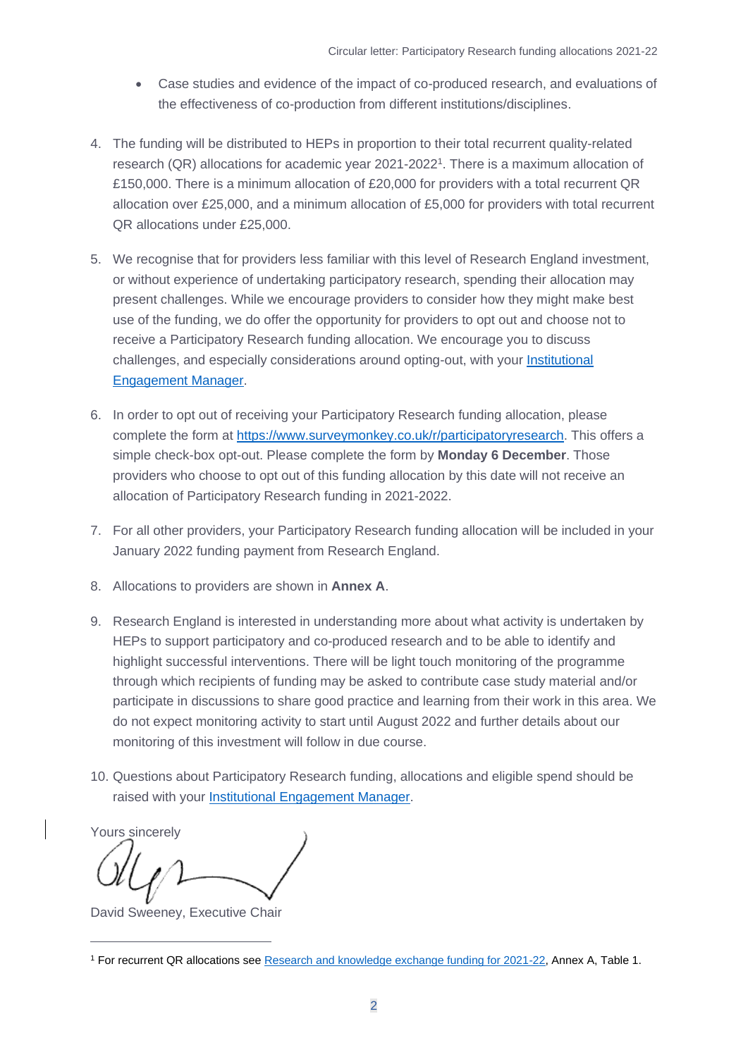- Case studies and evidence of the impact of co-produced research, and evaluations of the effectiveness of co-production from different institutions/disciplines.

4. The funding will be distributed to HEPs in proportion to their total recurrent quality-related research (QR) allocations for academic year 2021-2022[1]. There is a maximum allocation of £150,000. There is a minimum allocation of £20,000 for providers with a total recurrent QR allocation over £25,000, and a minimum allocation of £5,000 for providers with total recurrent QR allocations under £25,000.

5. We recognise that for providers less familiar with this level of Research England investment, or without experience of undertaking participatory research, spending their allocation may present challenges. While we encourage providers to consider how they might make best use of the funding, we do offer the opportunity for providers to opt out and choose not to receive a Participatory Research funding allocation. We encourage you to discuss challenges, and especially considerations around opting-out, with your Institutional Engagement Manager.

6. In order to opt out of receiving your Participatory Research funding allocation, please complete the form at https://www.surveymonkey.co.uk/r/participatoryresearch. This offers a simple check-box opt-out. Please complete the form by **Monday 6 December**. Those providers who choose to opt out of this funding allocation by this date will not receive an allocation of Participatory Research funding in 2021-2022.

7. For all other providers, your Participatory Research funding allocation will be included in your January 2022 funding payment from Research England.

8. Allocations to providers are shown in **Annex A**.

9. Research England is interested in understanding more about what activity is undertaken by HEPs to support participatory and co-produced research and to be able to identify and highlight successful interventions. There will be light touch monitoring of the programme through which recipients of funding may be asked to contribute case study material and/or participate in discussions to share good practice and learning from their work in this area. We do not expect monitoring activity to start until August 2022 and further details about our monitoring of this investment will follow in due course.

10. Questions about Participatory Research funding, allocations and eligible spend should be raised with your Institutional Engagement Manager.

Yours sincerely

David Sweeney, Executive Chair

---

[1] For recurrent QR allocations see Research and knowledge exchange funding for 2021-22, Annex A, Table 1.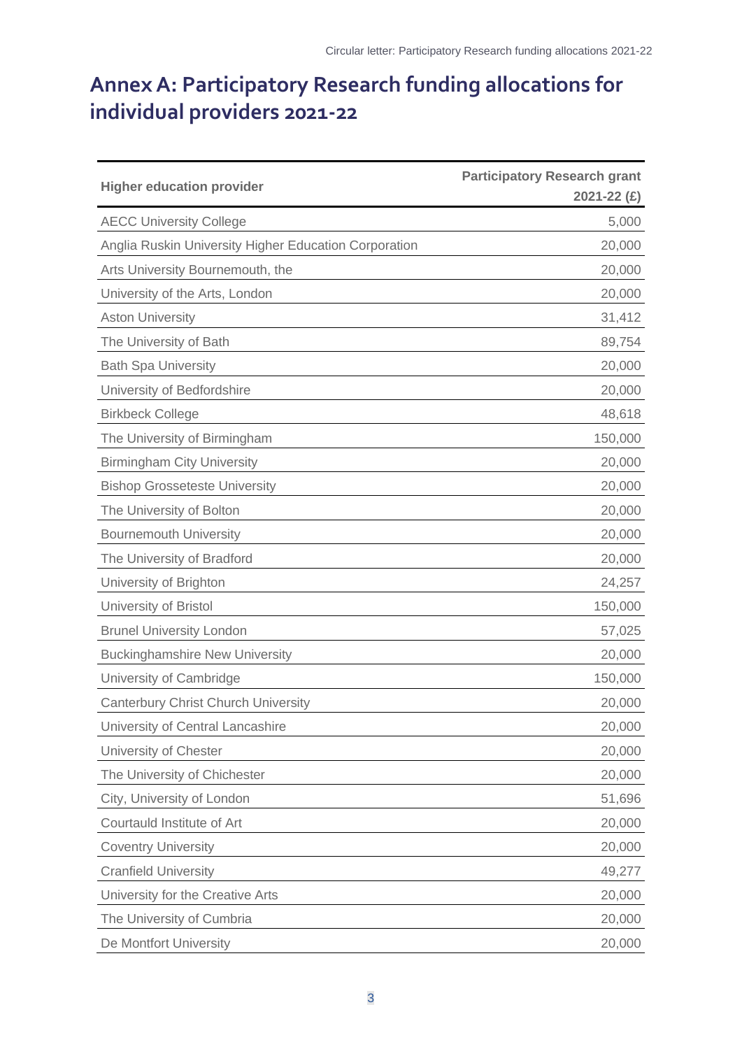# Annex A: Participatory Research funding allocations for individual providers 2021-22

| Higher education provider | Participatory Research grant 2021-22 (£) |
|---|---:|
| AECC University College | 5,000 |
| Anglia Ruskin University Higher Education Corporation | 20,000 |
| Arts University Bournemouth, the | 20,000 |
| University of the Arts, London | 20,000 |
| Aston University | 31,412 |
| The University of Bath | 89,754 |
| Bath Spa University | 20,000 |
| University of Bedfordshire | 20,000 |
| Birkbeck College | 48,618 |
| The University of Birmingham | 150,000 |
| Birmingham City University | 20,000 |
| Bishop Grosseteste University | 20,000 |
| The University of Bolton | 20,000 |
| Bournemouth University | 20,000 |
| The University of Bradford | 20,000 |
| University of Brighton | 24,257 |
| University of Bristol | 150,000 |
| Brunel University London | 57,025 |
| Buckinghamshire New University | 20,000 |
| University of Cambridge | 150,000 |
| Canterbury Christ Church University | 20,000 |
| University of Central Lancashire | 20,000 |
| University of Chester | 20,000 |
| The University of Chichester | 20,000 |
| City, University of London | 51,696 |
| Courtauld Institute of Art | 20,000 |
| Coventry University | 20,000 |
| Cranfield University | 49,277 |
| University for the Creative Arts | 20,000 |
| The University of Cumbria | 20,000 |
| De Montfort University | 20,000 |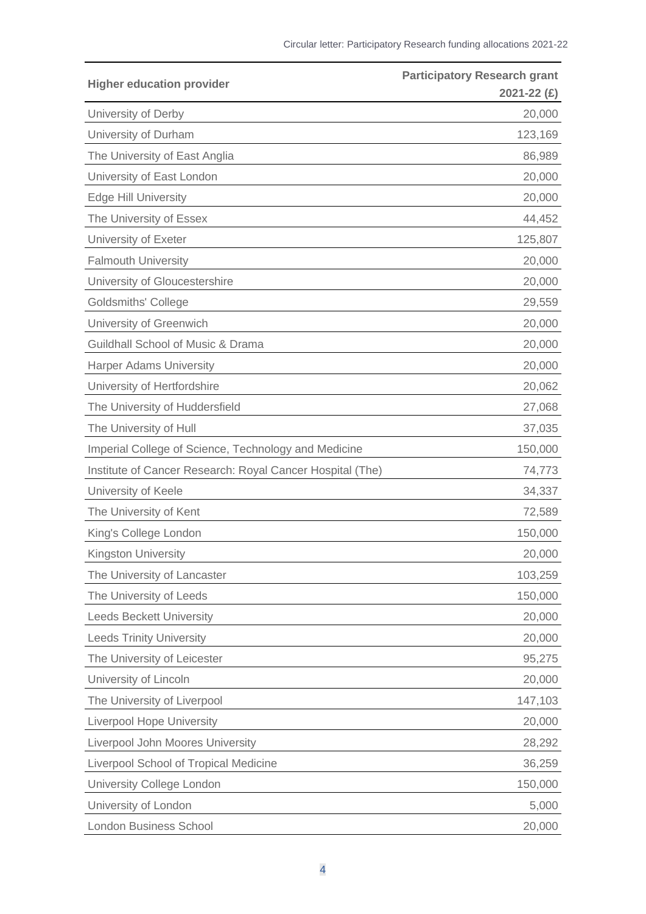| Higher education provider | Participatory Research grant 2021-22 (£) |
| --- | --- |
| University of Derby | 20,000 |
| University of Durham | 123,169 |
| The University of East Anglia | 86,989 |
| University of East London | 20,000 |
| Edge Hill University | 20,000 |
| The University of Essex | 44,452 |
| University of Exeter | 125,807 |
| Falmouth University | 20,000 |
| University of Gloucestershire | 20,000 |
| Goldsmiths' College | 29,559 |
| University of Greenwich | 20,000 |
| Guildhall School of Music & Drama | 20,000 |
| Harper Adams University | 20,000 |
| University of Hertfordshire | 20,062 |
| The University of Huddersfield | 27,068 |
| The University of Hull | 37,035 |
| Imperial College of Science, Technology and Medicine | 150,000 |
| Institute of Cancer Research: Royal Cancer Hospital (The) | 74,773 |
| University of Keele | 34,337 |
| The University of Kent | 72,589 |
| King's College London | 150,000 |
| Kingston University | 20,000 |
| The University of Lancaster | 103,259 |
| The University of Leeds | 150,000 |
| Leeds Beckett University | 20,000 |
| Leeds Trinity University | 20,000 |
| The University of Leicester | 95,275 |
| University of Lincoln | 20,000 |
| The University of Liverpool | 147,103 |
| Liverpool Hope University | 20,000 |
| Liverpool John Moores University | 28,292 |
| Liverpool School of Tropical Medicine | 36,259 |
| University College London | 150,000 |
| University of London | 5,000 |
| London Business School | 20,000 |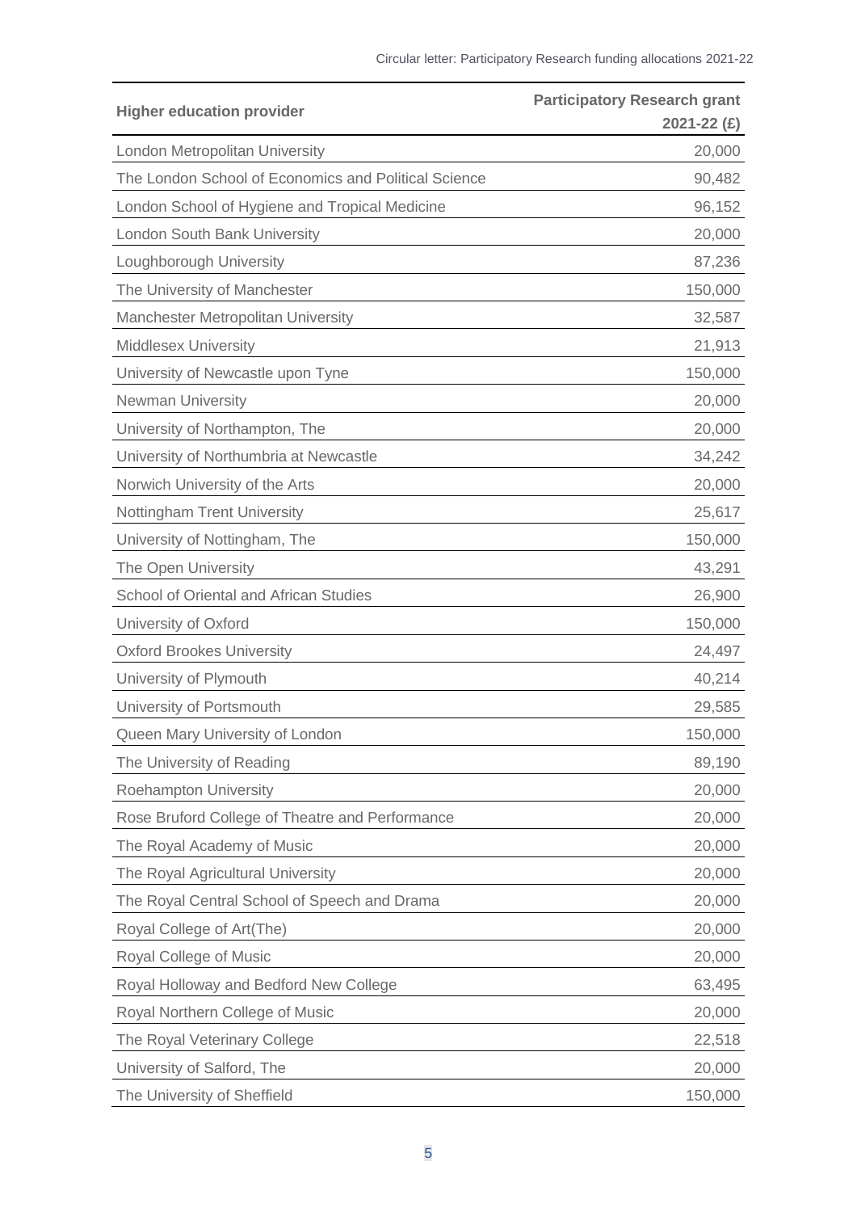| Higher education provider | Participatory Research grant 2021-22 (£) |
|---|---|
| London Metropolitan University | 20,000 |
| The London School of Economics and Political Science | 90,482 |
| London School of Hygiene and Tropical Medicine | 96,152 |
| London South Bank University | 20,000 |
| Loughborough University | 87,236 |
| The University of Manchester | 150,000 |
| Manchester Metropolitan University | 32,587 |
| Middlesex University | 21,913 |
| University of Newcastle upon Tyne | 150,000 |
| Newman University | 20,000 |
| University of Northampton, The | 20,000 |
| University of Northumbria at Newcastle | 34,242 |
| Norwich University of the Arts | 20,000 |
| Nottingham Trent University | 25,617 |
| University of Nottingham, The | 150,000 |
| The Open University | 43,291 |
| School of Oriental and African Studies | 26,900 |
| University of Oxford | 150,000 |
| Oxford Brookes University | 24,497 |
| University of Plymouth | 40,214 |
| University of Portsmouth | 29,585 |
| Queen Mary University of London | 150,000 |
| The University of Reading | 89,190 |
| Roehampton University | 20,000 |
| Rose Bruford College of Theatre and Performance | 20,000 |
| The Royal Academy of Music | 20,000 |
| The Royal Agricultural University | 20,000 |
| The Royal Central School of Speech and Drama | 20,000 |
| Royal College of Art(The) | 20,000 |
| Royal College of Music | 20,000 |
| Royal Holloway and Bedford New College | 63,495 |
| Royal Northern College of Music | 20,000 |
| The Royal Veterinary College | 22,518 |
| University of Salford, The | 20,000 |
| The University of Sheffield | 150,000 |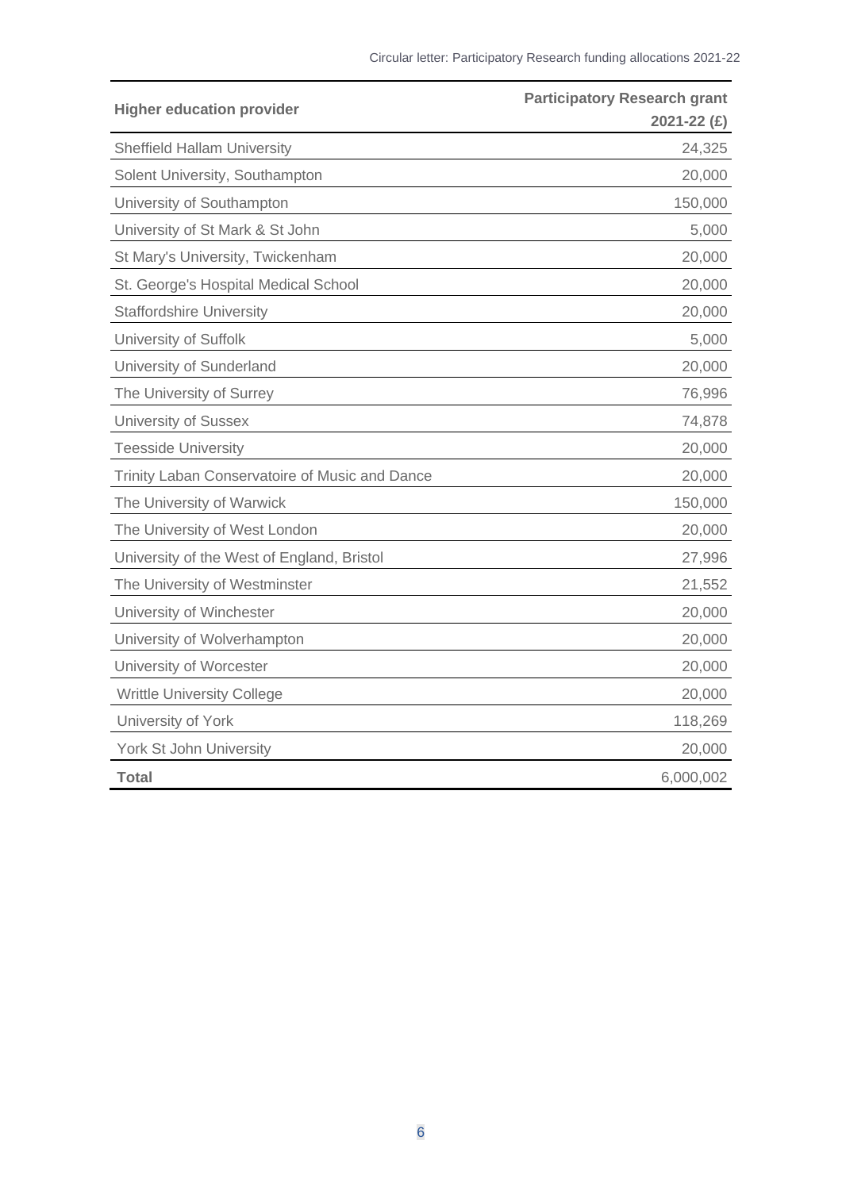| Higher education provider | Participatory Research grant 2021-22 (£) |
|---|---|
| Sheffield Hallam University | 24,325 |
| Solent University, Southampton | 20,000 |
| University of Southampton | 150,000 |
| University of St Mark & St John | 5,000 |
| St Mary's University, Twickenham | 20,000 |
| St. George's Hospital Medical School | 20,000 |
| Staffordshire University | 20,000 |
| University of Suffolk | 5,000 |
| University of Sunderland | 20,000 |
| The University of Surrey | 76,996 |
| University of Sussex | 74,878 |
| Teesside University | 20,000 |
| Trinity Laban Conservatoire of Music and Dance | 20,000 |
| The University of Warwick | 150,000 |
| The University of West London | 20,000 |
| University of the West of England, Bristol | 27,996 |
| The University of Westminster | 21,552 |
| University of Winchester | 20,000 |
| University of Wolverhampton | 20,000 |
| University of Worcester | 20,000 |
| Writtle University College | 20,000 |
| University of York | 118,269 |
| York St John University | 20,000 |
| **Total** | 6,000,002 |